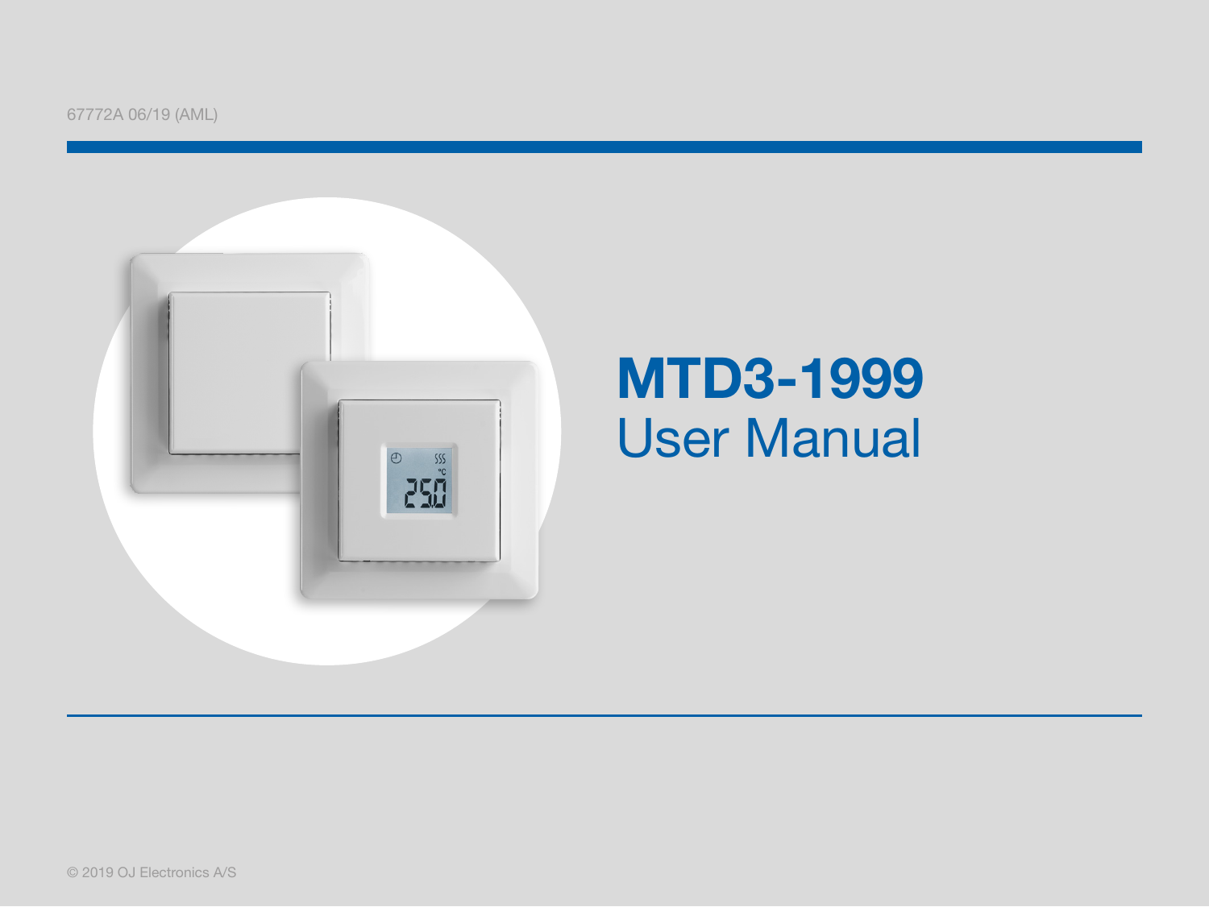67772A 06/19 (AML)

# MTD3-1999

## User Manual

© 2019 OJ Electronics A/S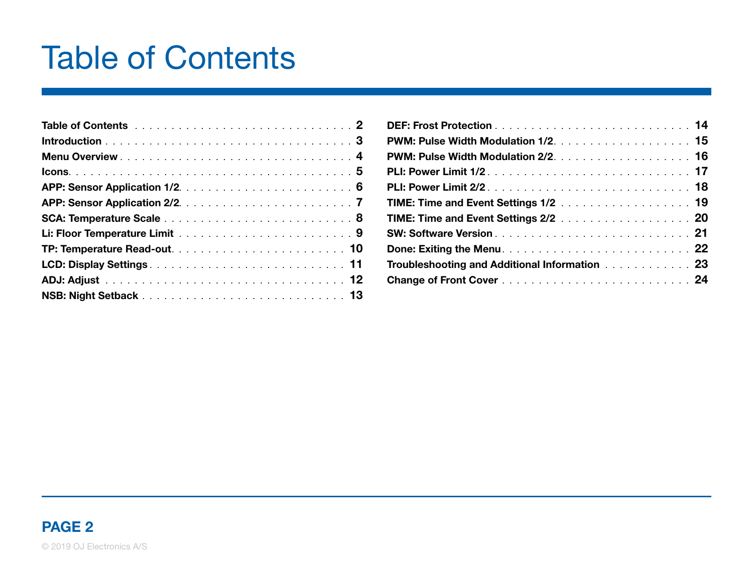# Table of Contents

| Section | Page |
|---|---|
| **Table of Contents** | **2** |
| **Introduction** | **3** |
| **Menu Overview** | **4** |
| **Icons** | **5** |
| **APP: Sensor Application 1/2** | **6** |
| **APP: Sensor Application 2/2** | **7** |
| **SCA: Temperature Scale** | **8** |
| **Li: Floor Temperature Limit** | **9** |
| **TP: Temperature Read-out** | **10** |
| **LCD: Display Settings** | **11** |
| **ADJ: Adjust** | **12** |
| **NSB: Night Setback** | **13** |
| **DEF: Frost Protection** | **14** |
| **PWM: Pulse Width Modulation 1/2** | **15** |
| **PWM: Pulse Width Modulation 2/2** | **16** |
| **PLI: Power Limit 1/2** | **17** |
| **PLI: Power Limit 2/2** | **18** |
| **TIME: Time and Event Settings 1/2** | **19** |
| **TIME: Time and Event Settings 2/2** | **20** |
| **SW: Software Version** | **21** |
| **Done: Exiting the Menu** | **22** |
| **Troubleshooting and Additional Information** | **23** |
| **Change of Front Cover** | **24** |

© 2019 OJ Electronics A/S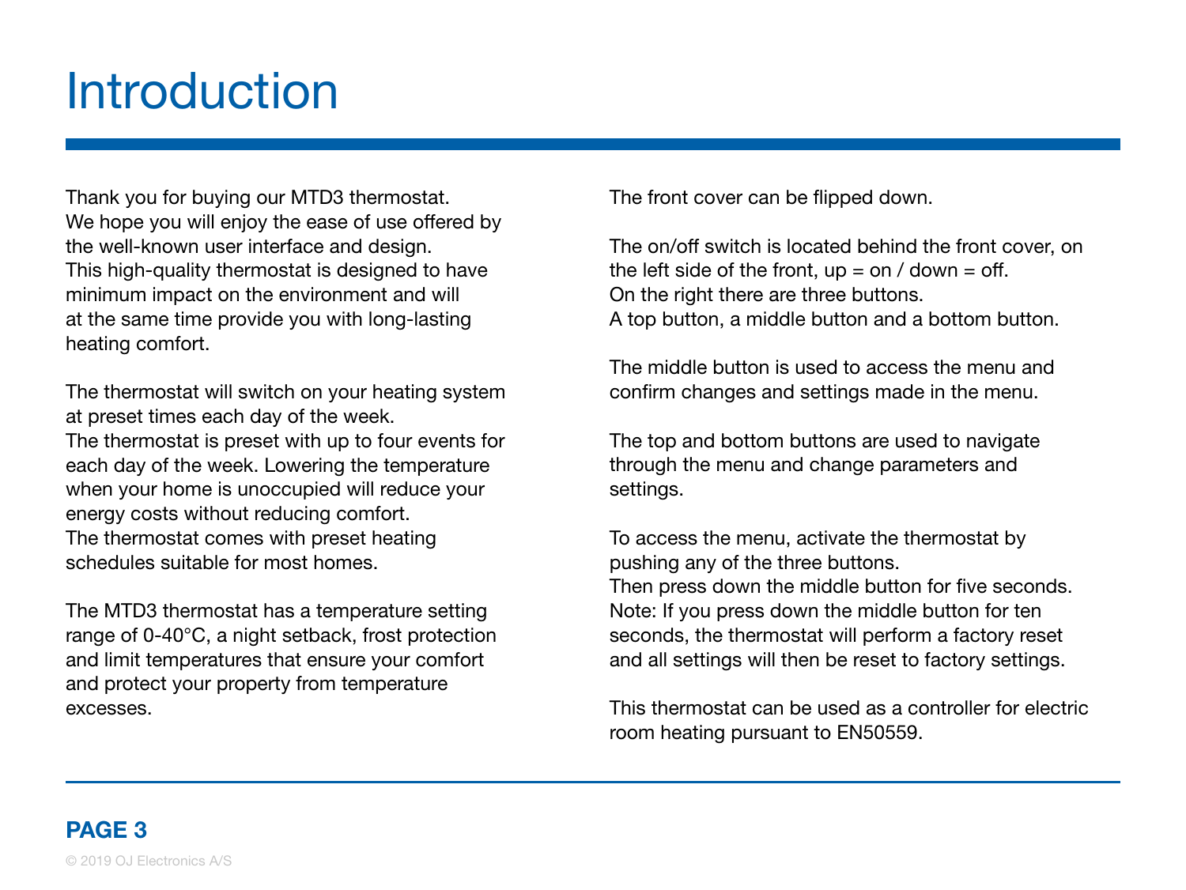# Introduction

Thank you for buying our MTD3 thermostat. We hope you will enjoy the ease of use offered by the well-known user interface and design. This high-quality thermostat is designed to have minimum impact on the environment and will at the same time provide you with long-lasting heating comfort.

The thermostat will switch on your heating system at preset times each day of the week. The thermostat is preset with up to four events for each day of the week. Lowering the temperature when your home is unoccupied will reduce your energy costs without reducing comfort. The thermostat comes with preset heating schedules suitable for most homes.

The MTD3 thermostat has a temperature setting range of 0-40°C, a night setback, frost protection and limit temperatures that ensure your comfort and protect your property from temperature excesses.

The front cover can be flipped down.

The on/off switch is located behind the front cover, on the left side of the front, up = on / down = off. On the right there are three buttons. A top button, a middle button and a bottom button.

The middle button is used to access the menu and confirm changes and settings made in the menu.

The top and bottom buttons are used to navigate through the menu and change parameters and settings.

To access the menu, activate the thermostat by pushing any of the three buttons. Then press down the middle button for five seconds. Note: If you press down the middle button for ten seconds, the thermostat will perform a factory reset and all settings will then be reset to factory settings.

This thermostat can be used as a controller for electric room heating pursuant to EN50559.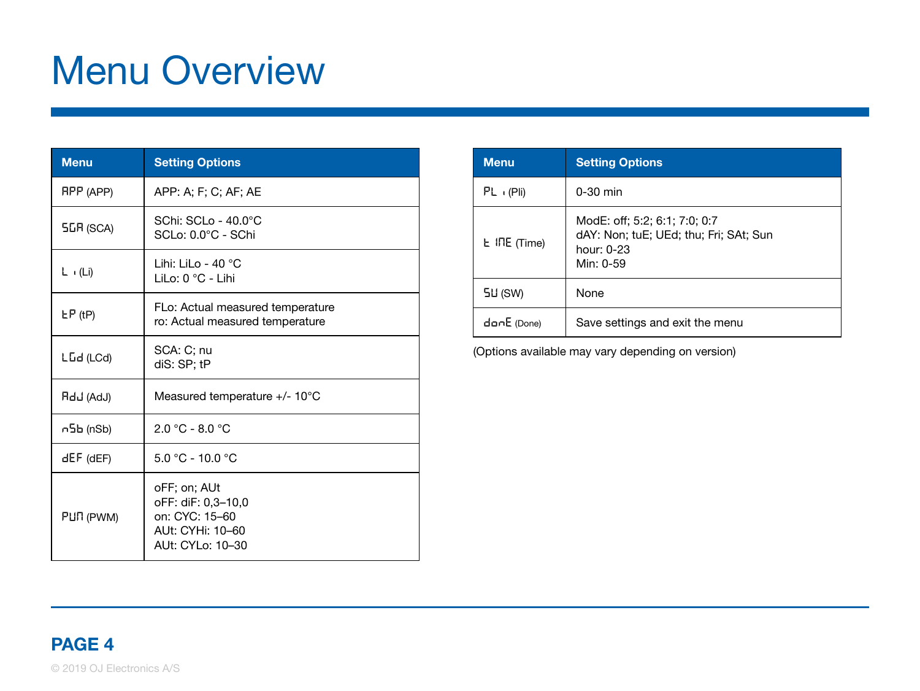# Menu Overview

| Menu | Setting Options |
|---|---|
| APP (APP) | APP: A; F; C; AF; AE |
| SCA (SCA) | SChi: SCLo - 40.0°C<br>SCLo: 0.0°C - SChi |
| Li (Li) | Lihi: LiLo - 40 °C<br>LiLo: 0 °C - Lihi |
| tP (tP) | FLo: Actual measured temperature<br>ro: Actual measured temperature |
| LCd (LCd) | SCA: C; nu<br>diS: SP; tP |
| AdJ (AdJ) | Measured temperature +/- 10°C |
| nSb (nSb) | 2.0 °C - 8.0 °C |
| dEF (dEF) | 5.0 °C - 10.0 °C |
| PWM (PWM) | oFF; on; AUt<br>oFF: diF: 0,3–10,0<br>on: CYC: 15–60<br>AUt: CYHi: 10–60<br>AUt: CYLo: 10–30 |

| Menu | Setting Options |
|---|---|
| PLi (Pli) | 0-30 min |
| tIME (Time) | ModE: off; 5:2; 6:1; 7:0; 0:7<br>dAY: Non; tuE; UEd; thu; Fri; SAt; Sun<br>hour: 0-23<br>Min: 0-59 |
| SW (SW) | None |
| donE (Done) | Save settings and exit the menu |

(Options available may vary depending on version)

© 2019 OJ Electronics A/S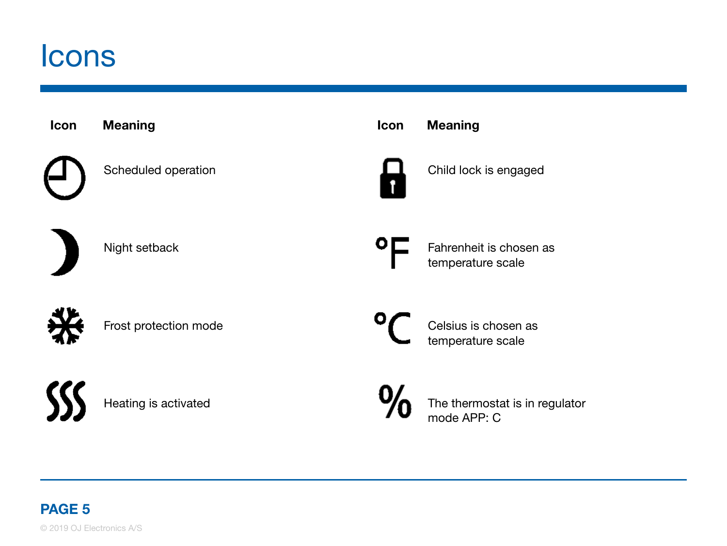# Icons

| Icon | Meaning |
| --- | --- |
| | Scheduled operation |
| | Night setback |
| | Frost protection mode |
| | Heating is activated |

| Icon | Meaning |
| --- | --- |
| | Child lock is engaged |
| °F | Fahrenheit is chosen as temperature scale |
| °C | Celsius is chosen as temperature scale |
| % | The thermostat is in regulator mode APP: C |

© 2019 OJ Electronics A/S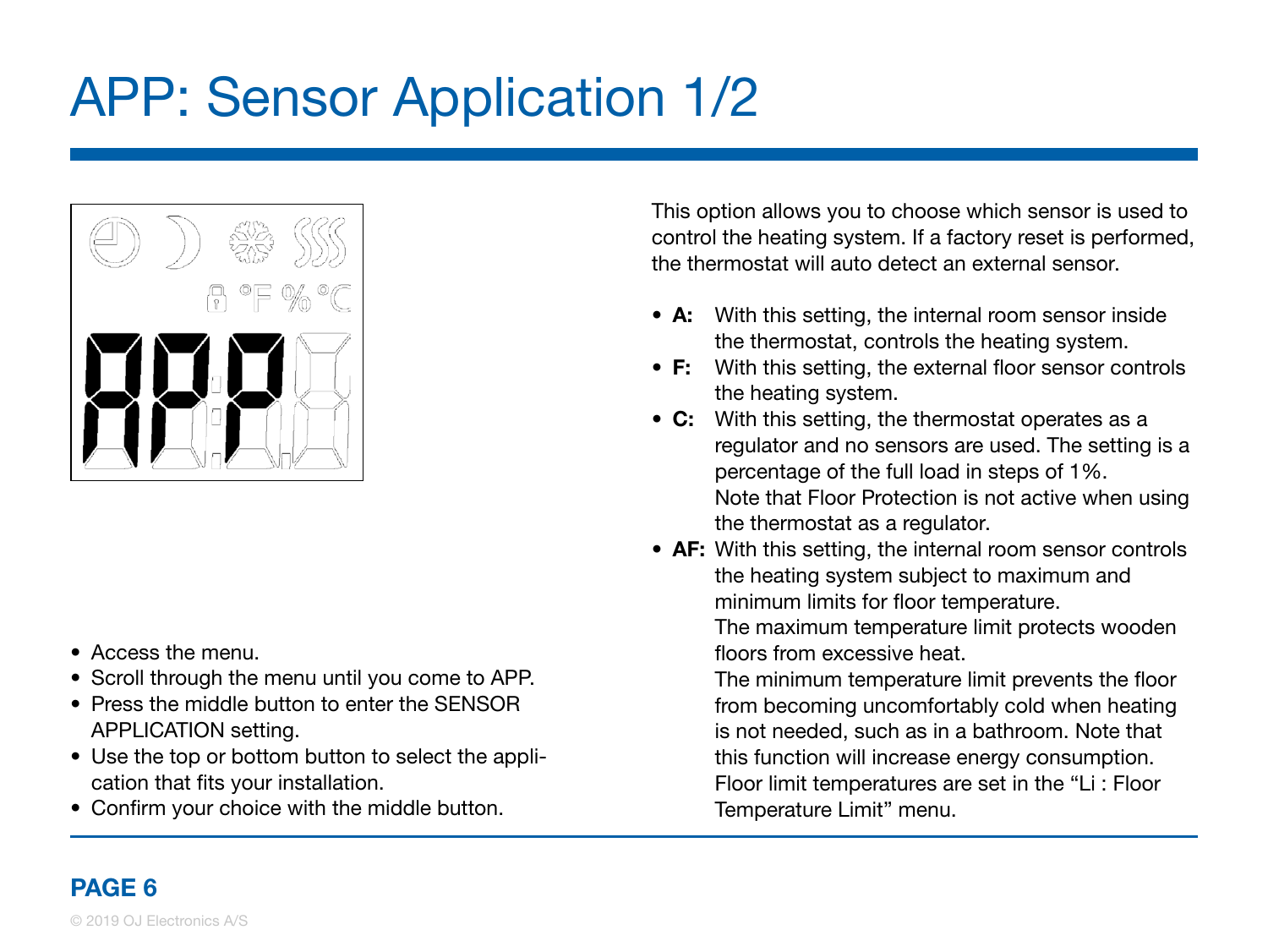# APP: Sensor Application 1/2

This option allows you to choose which sensor is used to control the heating system. If a factory reset is performed, the thermostat will auto detect an external sensor.

- **A:** With this setting, the internal room sensor inside the thermostat, controls the heating system.
- **F:** With this setting, the external floor sensor controls the heating system.
- **C:** With this setting, the thermostat operates as a regulator and no sensors are used. The setting is a percentage of the full load in steps of 1%.
  Note that Floor Protection is not active when using the thermostat as a regulator.
- **AF:** With this setting, the internal room sensor controls the heating system subject to maximum and minimum limits for floor temperature.
  The maximum temperature limit protects wooden floors from excessive heat.
  The minimum temperature limit prevents the floor from becoming uncomfortably cold when heating is not needed, such as in a bathroom. Note that this function will increase energy consumption. Floor limit temperatures are set in the "Li : Floor Temperature Limit" menu.

- Access the menu.
- Scroll through the menu until you come to APP.
- Press the middle button to enter the SENSOR APPLICATION setting.
- Use the top or bottom button to select the application that fits your installation.
- Confirm your choice with the middle button.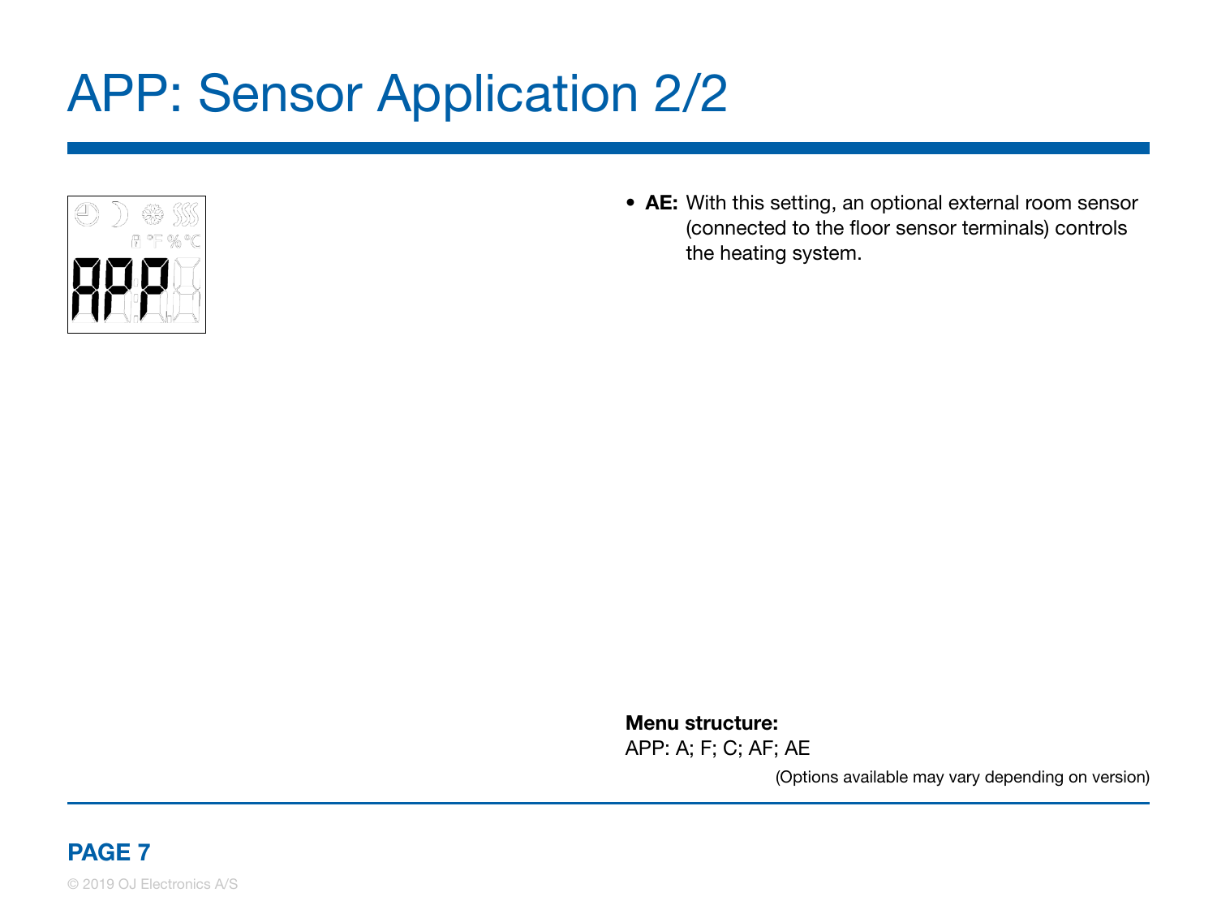# APP: Sensor Application 2/2

- **AE:** With this setting, an optional external room sensor (connected to the floor sensor terminals) controls the heating system.

**Menu structure:**
APP: A; F; C; AF; AE

(Options available may vary depending on version)

© 2019 OJ Electronics A/S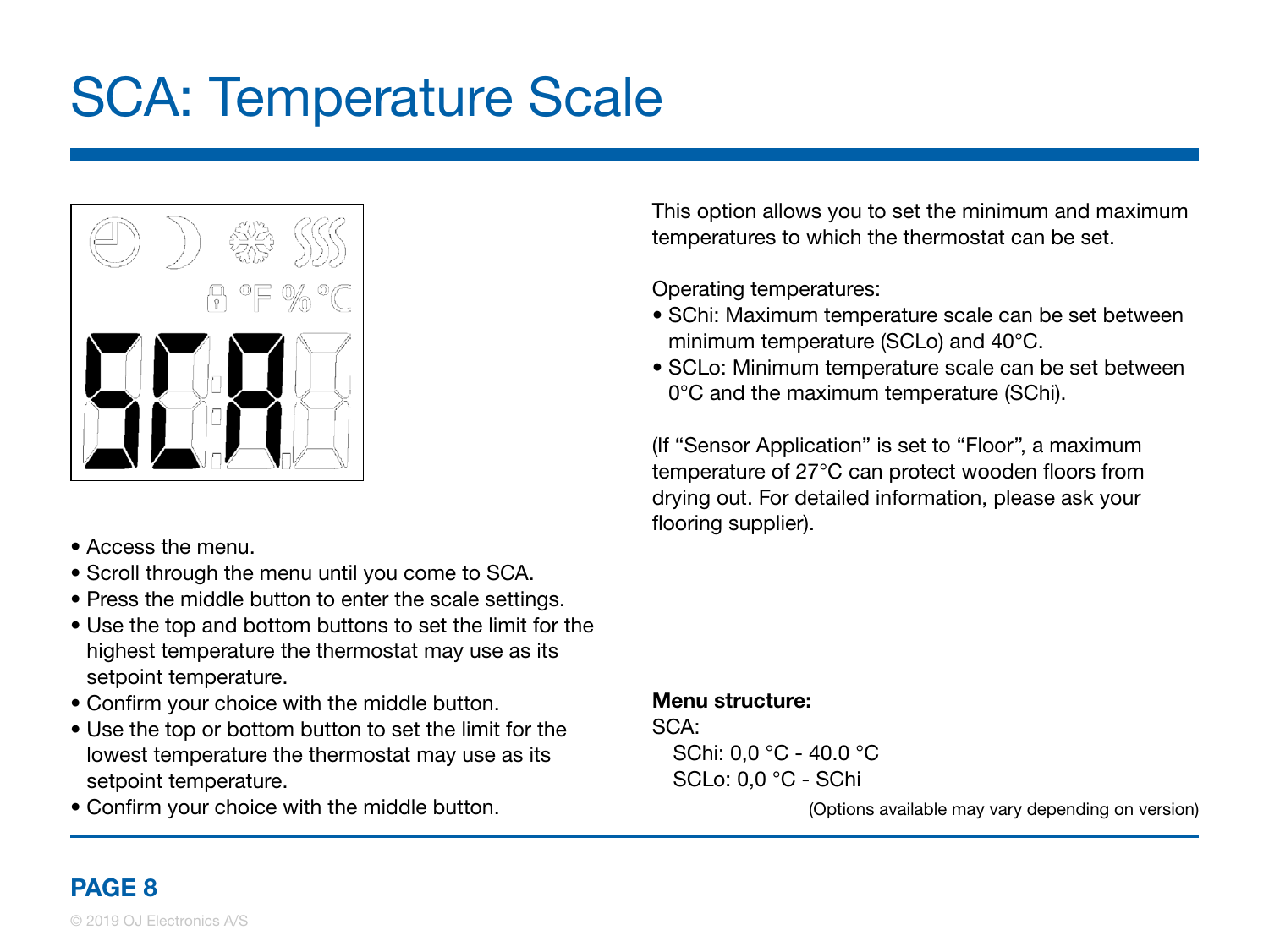# SCA: Temperature Scale

- Access the menu.
- Scroll through the menu until you come to SCA.
- Press the middle button to enter the scale settings.
- Use the top and bottom buttons to set the limit for the highest temperature the thermostat may use as its setpoint temperature.
- Confirm your choice with the middle button.
- Use the top or bottom button to set the limit for the lowest temperature the thermostat may use as its setpoint temperature.
- Confirm your choice with the middle button.

This option allows you to set the minimum and maximum temperatures to which the thermostat can be set.

Operating temperatures:

- SChi: Maximum temperature scale can be set between minimum temperature (SCLo) and 40°C.
- SCLo: Minimum temperature scale can be set between 0°C and the maximum temperature (SChi).

(If “Sensor Application” is set to “Floor”, a maximum temperature of 27°C can protect wooden floors from drying out. For detailed information, please ask your flooring supplier).

**Menu structure:**

SCA:
  SChi: 0,0 °C - 40.0 °C
  SCLo: 0,0 °C - SChi

(Options available may vary depending on version)

© 2019 OJ Electronics A/S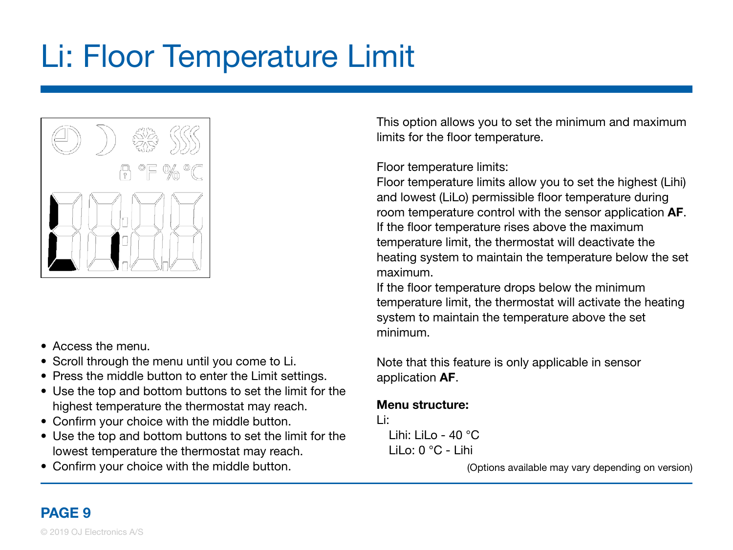# Li: Floor Temperature Limit

- Access the menu.
- Scroll through the menu until you come to Li.
- Press the middle button to enter the Limit settings.
- Use the top and bottom buttons to set the limit for the highest temperature the thermostat may reach.
- Confirm your choice with the middle button.
- Use the top and bottom buttons to set the limit for the lowest temperature the thermostat may reach.
- Confirm your choice with the middle button.

This option allows you to set the minimum and maximum limits for the floor temperature.

Floor temperature limits:
Floor temperature limits allow you to set the highest (Lihi) and lowest (LiLo) permissible floor temperature during room temperature control with the sensor application **AF**.
If the floor temperature rises above the maximum temperature limit, the thermostat will deactivate the heating system to maintain the temperature below the set maximum.
If the floor temperature drops below the minimum temperature limit, the thermostat will activate the heating system to maintain the temperature above the set minimum.

Note that this feature is only applicable in sensor application **AF**.

**Menu structure:**

Li:
- Lihi: LiLo - 40 °C
- LiLo: 0 °C - Lihi

(Options available may vary depending on version)

© 2019 OJ Electronics A/S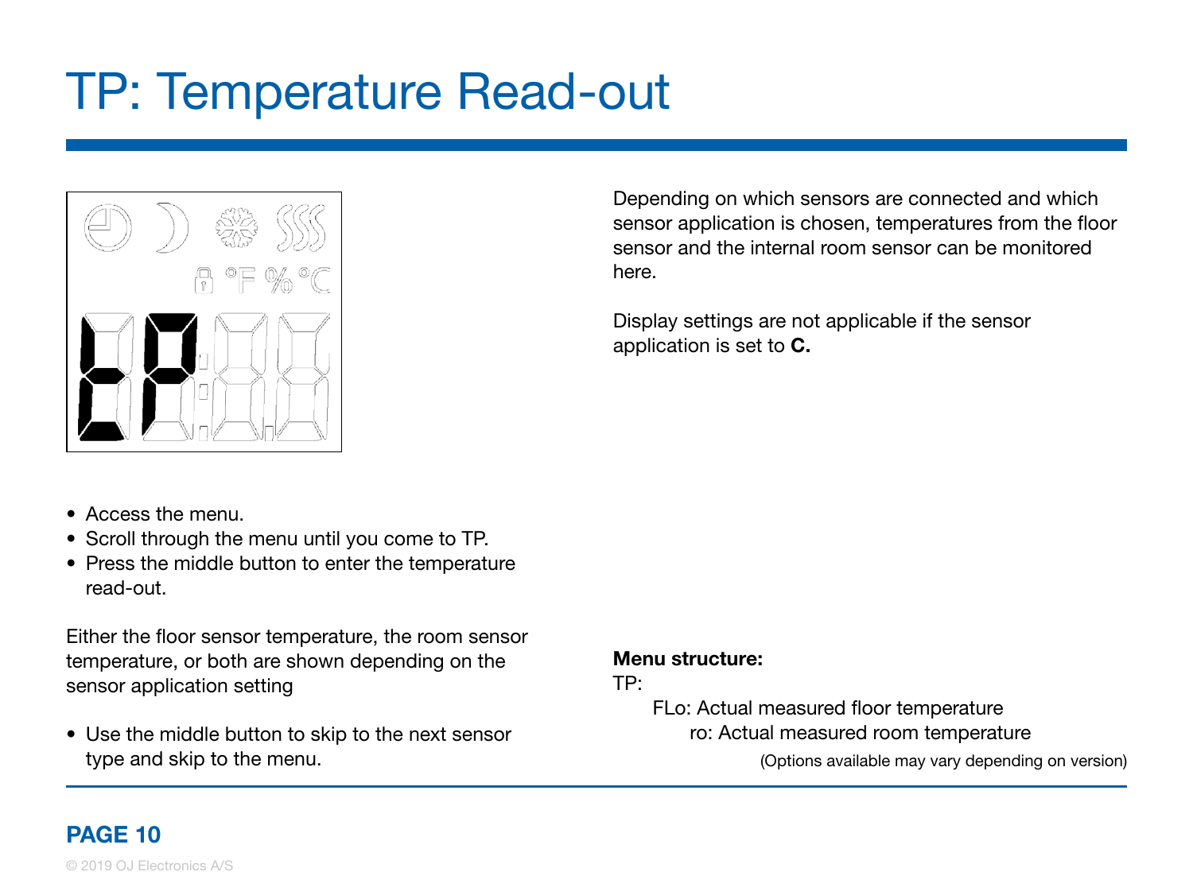# TP: Temperature Read-out

Depending on which sensors are connected and which sensor application is chosen, temperatures from the floor sensor and the internal room sensor can be monitored here.

Display settings are not applicable if the sensor application is set to **C.**

- Access the menu.
- Scroll through the menu until you come to TP.
- Press the middle button to enter the temperature read-out.

Either the floor sensor temperature, the room sensor temperature, or both are shown depending on the sensor application setting

- Use the middle button to skip to the next sensor type and skip to the menu.

**Menu structure:**

TP:

FLo: Actual measured floor temperature

ro: Actual measured room temperature

(Options available may vary depending on version)

© 2019 OJ Electronics A/S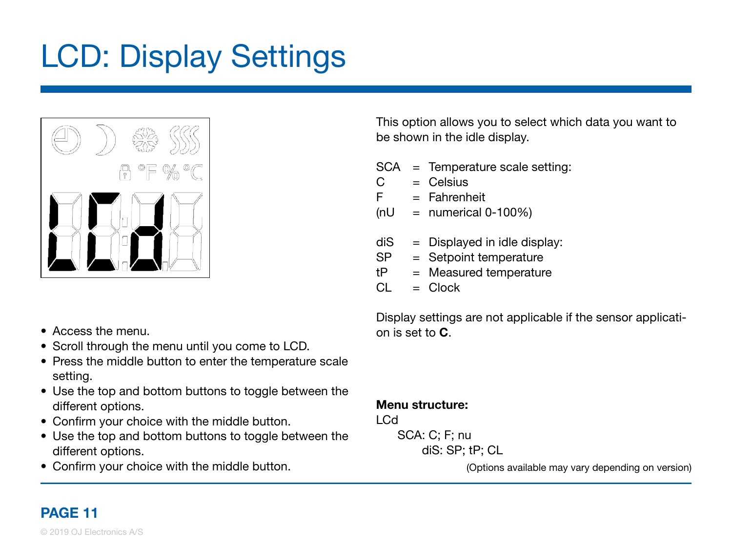# LCD: Display Settings

- Access the menu.
- Scroll through the menu until you come to LCD.
- Press the middle button to enter the temperature scale setting.
- Use the top and bottom buttons to toggle between the different options.
- Confirm your choice with the middle button.
- Use the top and bottom buttons to toggle between the different options.
- Confirm your choice with the middle button.

This option allows you to select which data you want to be shown in the idle display.

SCA = Temperature scale setting:
C = Celsius
F = Fahrenheit
(nU = numerical 0-100%)

diS = Displayed in idle display:
SP = Setpoint temperature
tP = Measured temperature
CL = Clock

Display settings are not applicable if the sensor application is set to **C**.

**Menu structure:**

LCd
    SCA: C; F; nu
        diS: SP; tP; CL

(Options available may vary depending on version)

© 2019 OJ Electronics A/S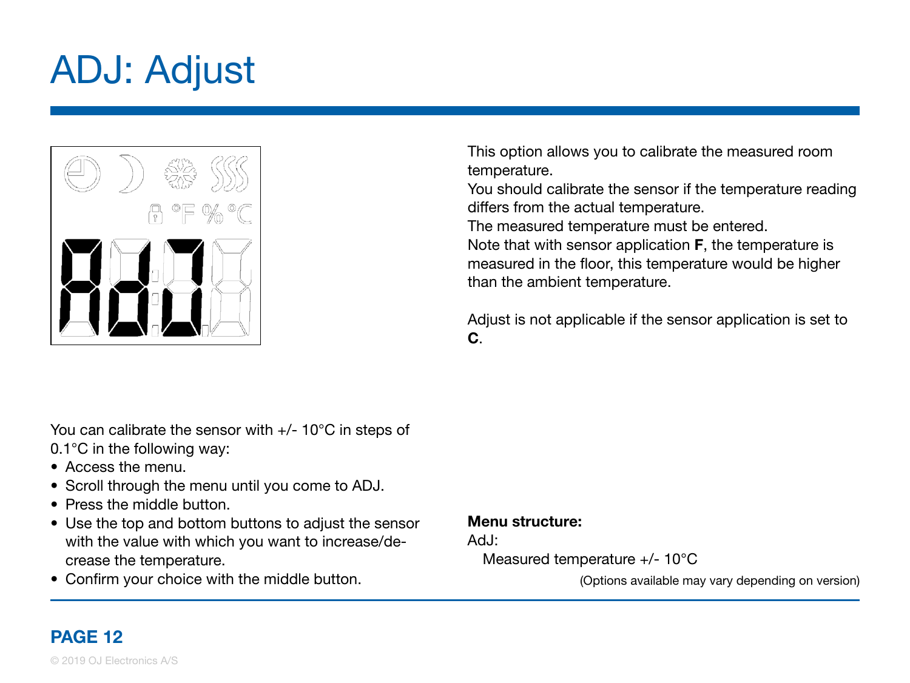# ADJ: Adjust

This option allows you to calibrate the measured room temperature.
You should calibrate the sensor if the temperature reading differs from the actual temperature.
The measured temperature must be entered.
Note that with sensor application **F**, the temperature is measured in the floor, this temperature would be higher than the ambient temperature.

Adjust is not applicable if the sensor application is set to **C**.

You can calibrate the sensor with +/- 10°C in steps of 0.1°C in the following way:

- Access the menu.
- Scroll through the menu until you come to ADJ.
- Press the middle button.
- Use the top and bottom buttons to adjust the sensor with the value with which you want to increase/decrease the temperature.
- Confirm your choice with the middle button.

**Menu structure:**

AdJ:
  Measured temperature +/- 10°C

(Options available may vary depending on version)

© 2019 OJ Electronics A/S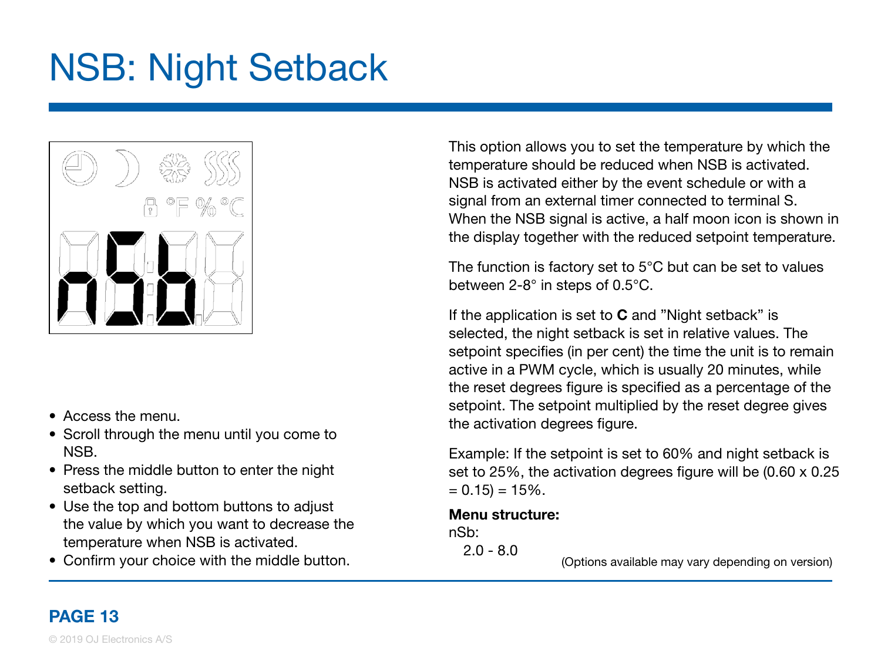# NSB: Night Setback

- Access the menu.
- Scroll through the menu until you come to NSB.
- Press the middle button to enter the night setback setting.
- Use the top and bottom buttons to adjust the value by which you want to decrease the temperature when NSB is activated.
- Confirm your choice with the middle button.

This option allows you to set the temperature by which the temperature should be reduced when NSB is activated. NSB is activated either by the event schedule or with a signal from an external timer connected to terminal S. When the NSB signal is active, a half moon icon is shown in the display together with the reduced setpoint temperature.

The function is factory set to 5°C but can be set to values between 2-8° in steps of 0.5°C.

If the application is set to **C** and "Night setback" is selected, the night setback is set in relative values. The setpoint specifies (in per cent) the time the unit is to remain active in a PWM cycle, which is usually 20 minutes, while the reset degrees figure is specified as a percentage of the setpoint. The setpoint multiplied by the reset degree gives the activation degrees figure.

Example: If the setpoint is set to 60% and night setback is set to 25%, the activation degrees figure will be (0.60 x 0.25 = 0.15) = 15%.

**Menu structure:**

nSb:

2.0 - 8.0

(Options available may vary depending on version)

© 2019 OJ Electronics A/S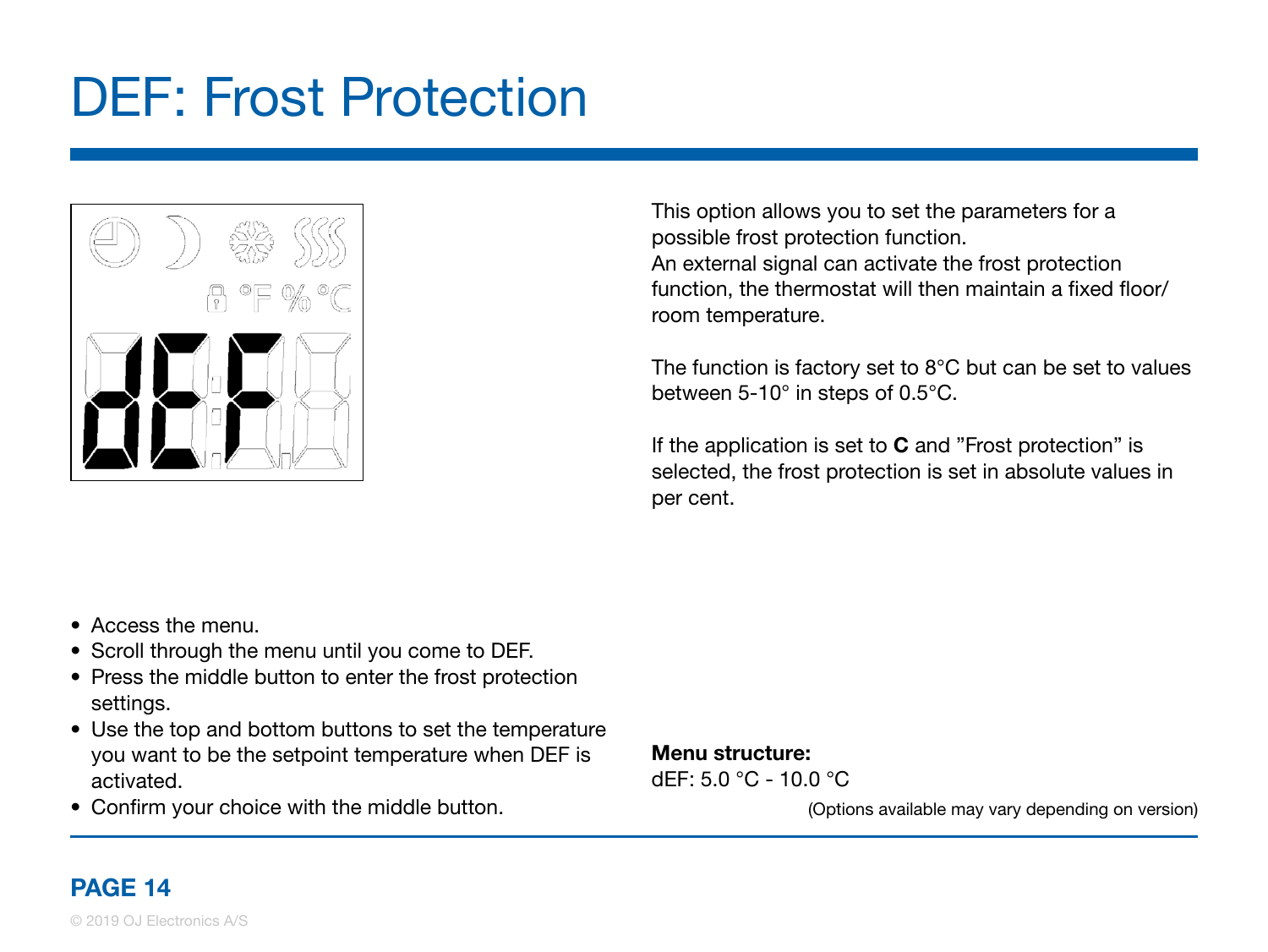# DEF: Frost Protection

This option allows you to set the parameters for a possible frost protection function.
An external signal can activate the frost protection function, the thermostat will then maintain a fixed floor/ room temperature.

The function is factory set to 8°C but can be set to values between 5-10° in steps of 0.5°C.

If the application is set to **C** and ”Frost protection” is selected, the frost protection is set in absolute values in per cent.

- Access the menu.
- Scroll through the menu until you come to DEF.
- Press the middle button to enter the frost protection settings.
- Use the top and bottom buttons to set the temperature you want to be the setpoint temperature when DEF is activated.
- Confirm your choice with the middle button.

**Menu structure:**
dEF: 5.0 °C - 10.0 °C

(Options available may vary depending on version)

© 2019 OJ Electronics A/S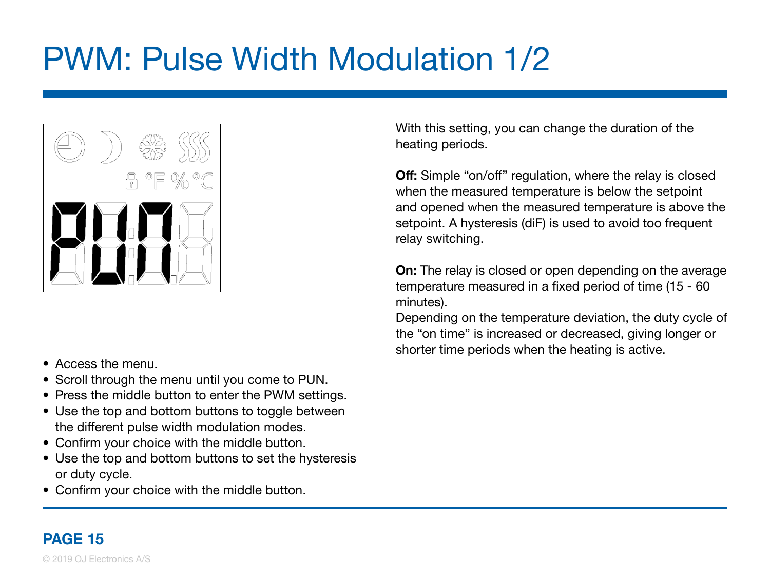# PWM: Pulse Width Modulation 1/2

- Access the menu.
- Scroll through the menu until you come to PUN.
- Press the middle button to enter the PWM settings.
- Use the top and bottom buttons to toggle between the different pulse width modulation modes.
- Confirm your choice with the middle button.
- Use the top and bottom buttons to set the hysteresis or duty cycle.
- Confirm your choice with the middle button.

With this setting, you can change the duration of the heating periods.

**Off:** Simple "on/off" regulation, where the relay is closed when the measured temperature is below the setpoint and opened when the measured temperature is above the setpoint. A hysteresis (diF) is used to avoid too frequent relay switching.

**On:** The relay is closed or open depending on the average temperature measured in a fixed period of time (15 - 60 minutes).
Depending on the temperature deviation, the duty cycle of the "on time" is increased or decreased, giving longer or shorter time periods when the heating is active.

© 2019 OJ Electronics A/S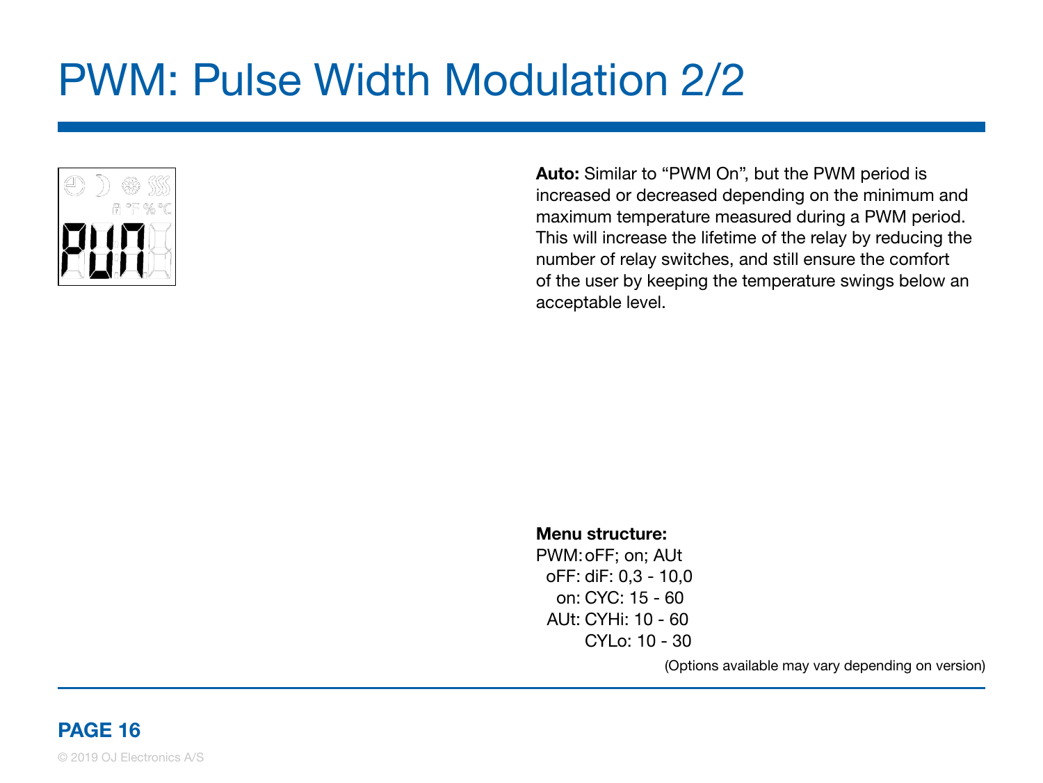# PWM: Pulse Width Modulation 2/2

**Auto:** Similar to "PWM On", but the PWM period is increased or decreased depending on the minimum and maximum temperature measured during a PWM period. This will increase the lifetime of the relay by reducing the number of relay switches, and still ensure the comfort of the user by keeping the temperature swings below an acceptable level.

**Menu structure:**

PWM: oFF; on; AUt
oFF: diF: 0,3 - 10,0
on: CYC: 15 - 60
AUt: CYHi: 10 - 60
CYLo: 10 - 30

(Options available may vary depending on version)

© 2019 OJ Electronics A/S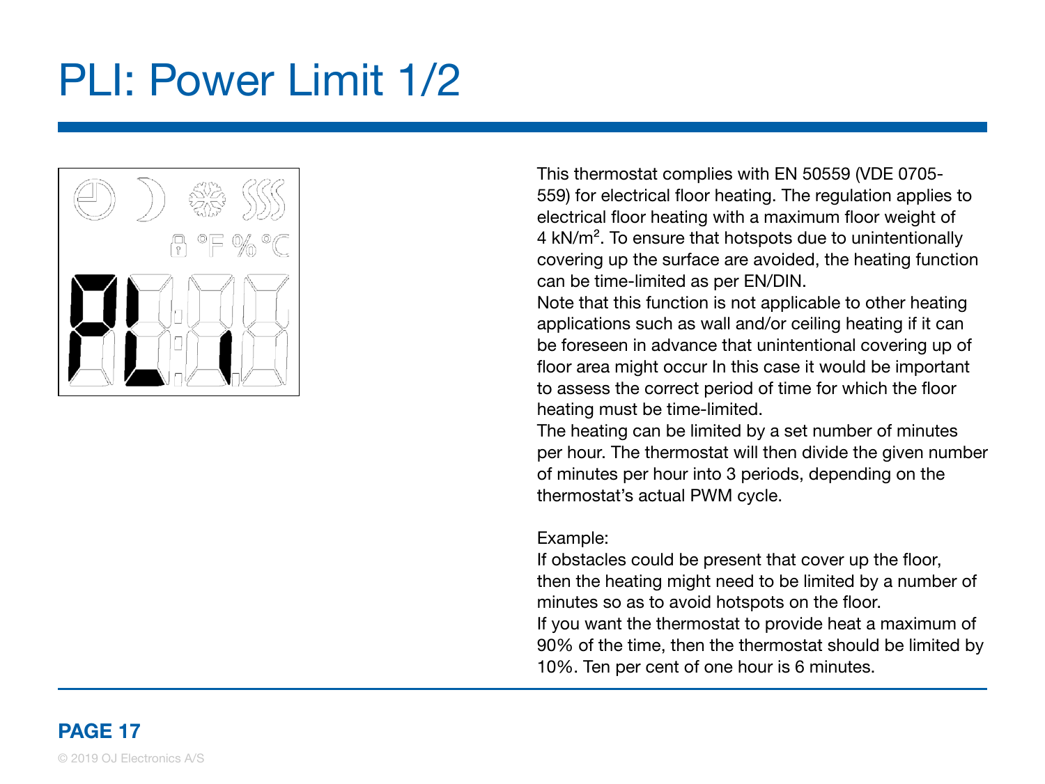# PLI: Power Limit 1/2

This thermostat complies with EN 50559 (VDE 0705-559) for electrical floor heating. The regulation applies to electrical floor heating with a maximum floor weight of 4 kN/m$^2$. To ensure that hotspots due to unintentionally covering up the surface are avoided, the heating function can be time-limited as per EN/DIN.

Note that this function is not applicable to other heating applications such as wall and/or ceiling heating if it can be foreseen in advance that unintentional covering up of floor area might occur In this case it would be important to assess the correct period of time for which the floor heating must be time-limited.

The heating can be limited by a set number of minutes per hour. The thermostat will then divide the given number of minutes per hour into 3 periods, depending on the thermostat's actual PWM cycle.

Example:

If obstacles could be present that cover up the floor, then the heating might need to be limited by a number of minutes so as to avoid hotspots on the floor.

If you want the thermostat to provide heat a maximum of 90% of the time, then the thermostat should be limited by 10%. Ten per cent of one hour is 6 minutes.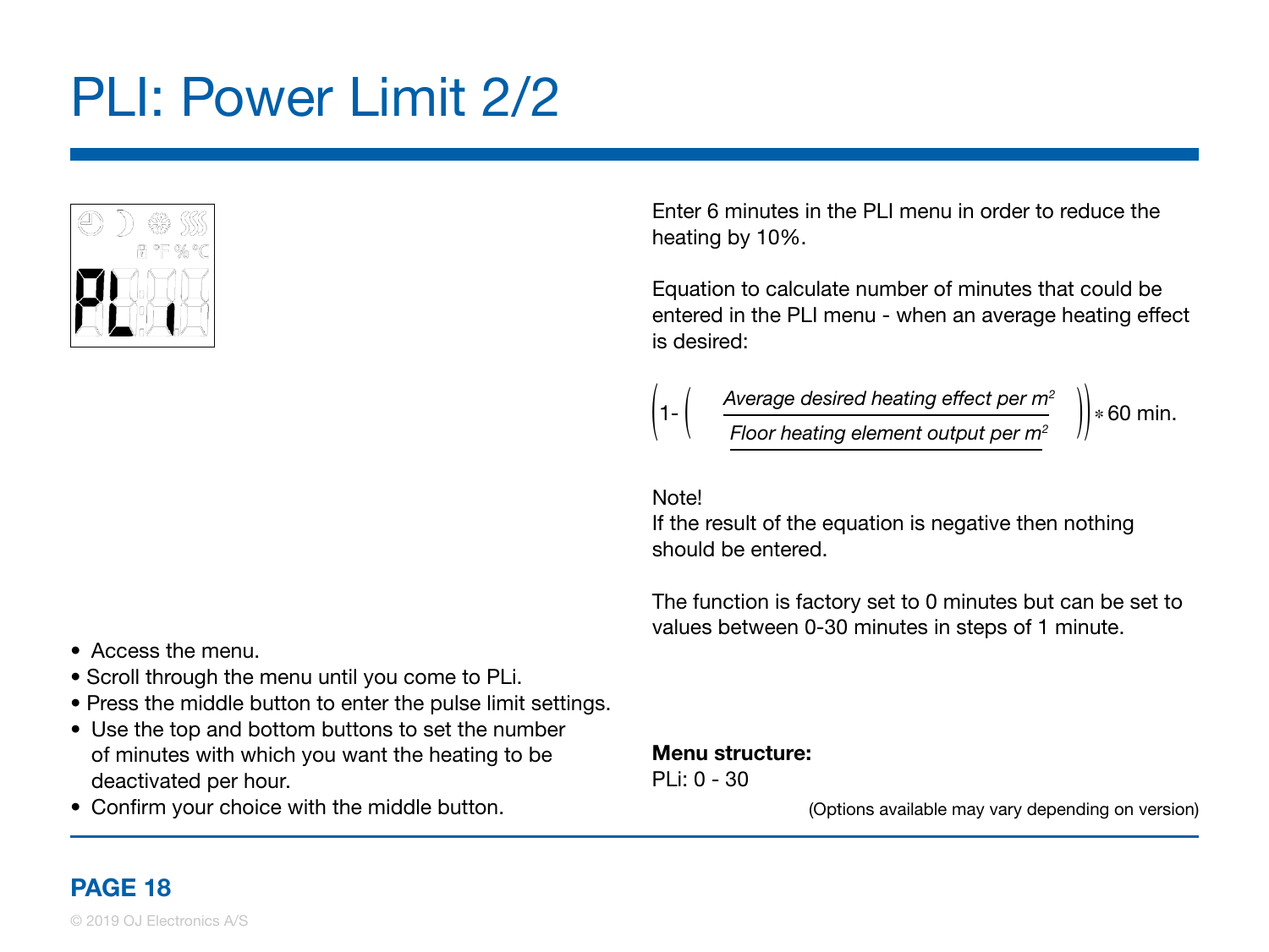# PLI: Power Limit 2/2

- Access the menu.
- Scroll through the menu until you come to PLi.
- Press the middle button to enter the pulse limit settings.
- Use the top and bottom buttons to set the number of minutes with which you want the heating to be deactivated per hour.
- Confirm your choice with the middle button.

Enter 6 minutes in the PLI menu in order to reduce the heating by 10%.

Equation to calculate number of minutes that could be entered in the PLI menu - when an average heating effect is desired:

$$\left(1-\left(\frac{\textit{Average desired heating effect per } m^2}{\textit{Floor heating element output per } m^2}\right)\right) * 60 \text{ min.}$$

Note!
If the result of the equation is negative then nothing should be entered.

The function is factory set to 0 minutes but can be set to values between 0-30 minutes in steps of 1 minute.

**Menu structure:**
PLi: 0 - 30

(Options available may vary depending on version)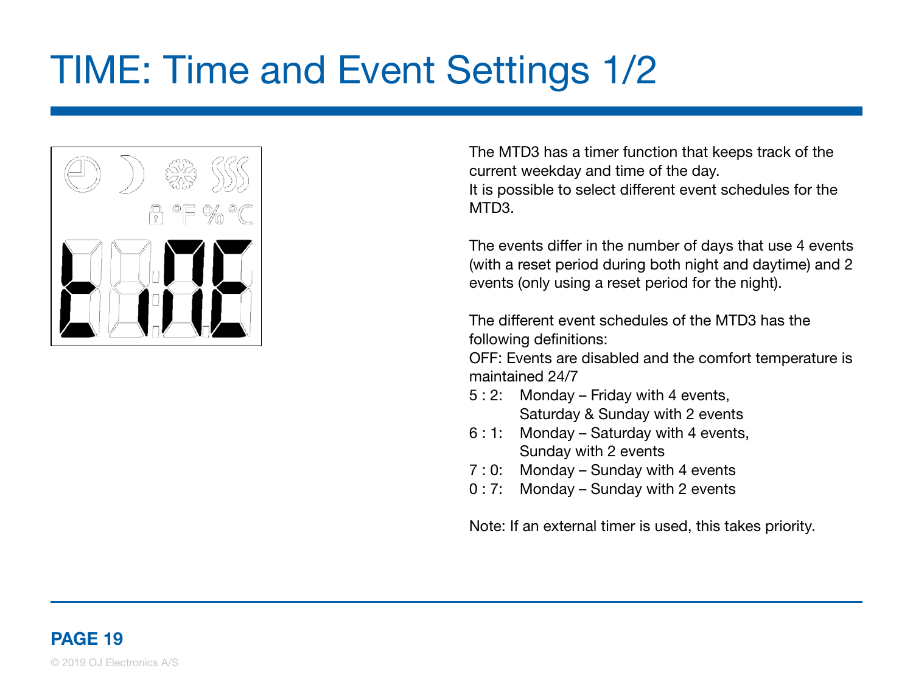# TIME: Time and Event Settings 1/2

The MTD3 has a timer function that keeps track of the current weekday and time of the day.
It is possible to select different event schedules for the MTD3.

The events differ in the number of days that use 4 events (with a reset period during both night and daytime) and 2 events (only using a reset period for the night).

The different event schedules of the MTD3 has the following definitions:
OFF: Events are disabled and the comfort temperature is maintained 24/7

- 5 : 2: Monday – Friday with 4 events, Saturday & Sunday with 2 events
- 6 : 1: Monday – Saturday with 4 events, Sunday with 2 events
- 7 : 0: Monday – Sunday with 4 events
- 0 : 7: Monday – Sunday with 2 events

Note: If an external timer is used, this takes priority.

**PAGE 19**

© 2019 OJ Electronics A/S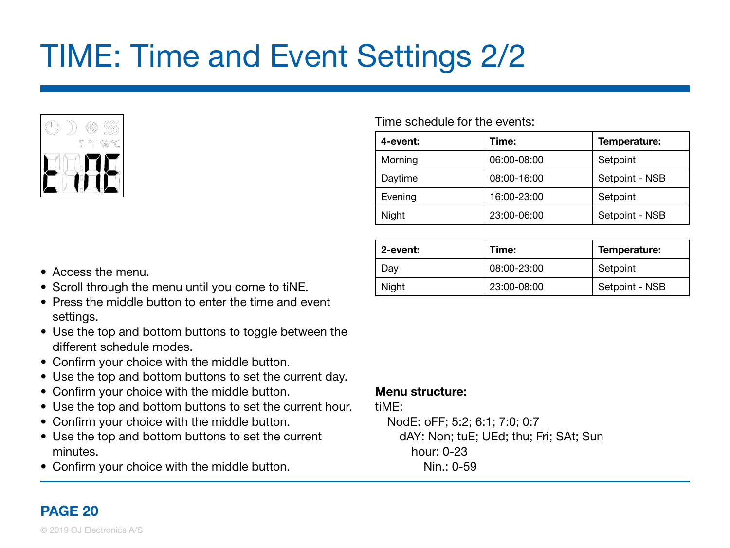# TIME: Time and Event Settings 2/2

- Access the menu.
- Scroll through the menu until you come to tiNE.
- Press the middle button to enter the time and event settings.
- Use the top and bottom buttons to toggle between the different schedule modes.
- Confirm your choice with the middle button.
- Use the top and bottom buttons to set the current day.
- Confirm your choice with the middle button.
- Use the top and bottom buttons to set the current hour.
- Confirm your choice with the middle button.
- Use the top and bottom buttons to set the current minutes.
- Confirm your choice with the middle button.

Time schedule for the events:

| 4-event: | Time: | Temperature: |
| --- | --- | --- |
| Morning | 06:00-08:00 | Setpoint |
| Daytime | 08:00-16:00 | Setpoint - NSB |
| Evening | 16:00-23:00 | Setpoint |
| Night | 23:00-06:00 | Setpoint - NSB |

| 2-event: | Time: | Temperature: |
| --- | --- | --- |
| Day | 08:00-23:00 | Setpoint |
| Night | 23:00-08:00 | Setpoint - NSB |

**Menu structure:**

tiME:
- NodE: oFF; 5:2; 6:1; 7:0; 0:7
  - dAY: Non; tuE; UEd; thu; Fri; SAt; Sun
    - hour: 0-23
      - Nin.: 0-59

© 2019 OJ Electronics A/S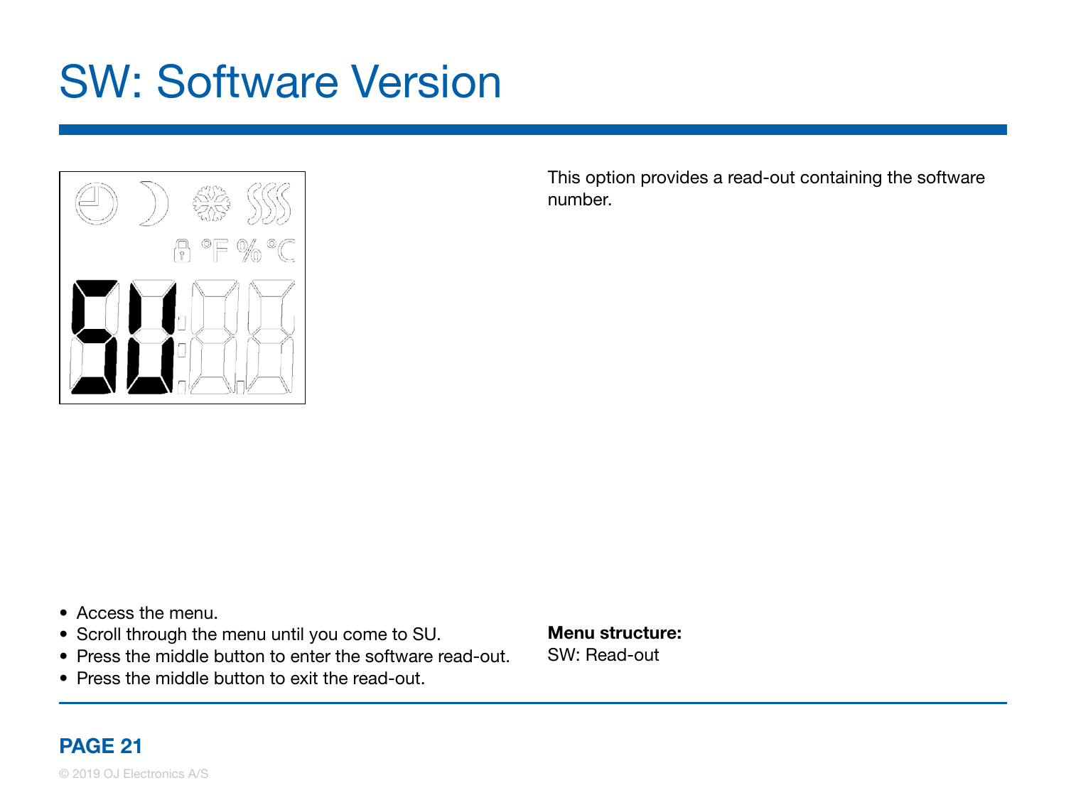# SW: Software Version

This option provides a read-out containing the software number.

- Access the menu.
- Scroll through the menu until you come to SU.
- Press the middle button to enter the software read-out.
- Press the middle button to exit the read-out.

**Menu structure:**
SW: Read-out

© 2019 OJ Electronics A/S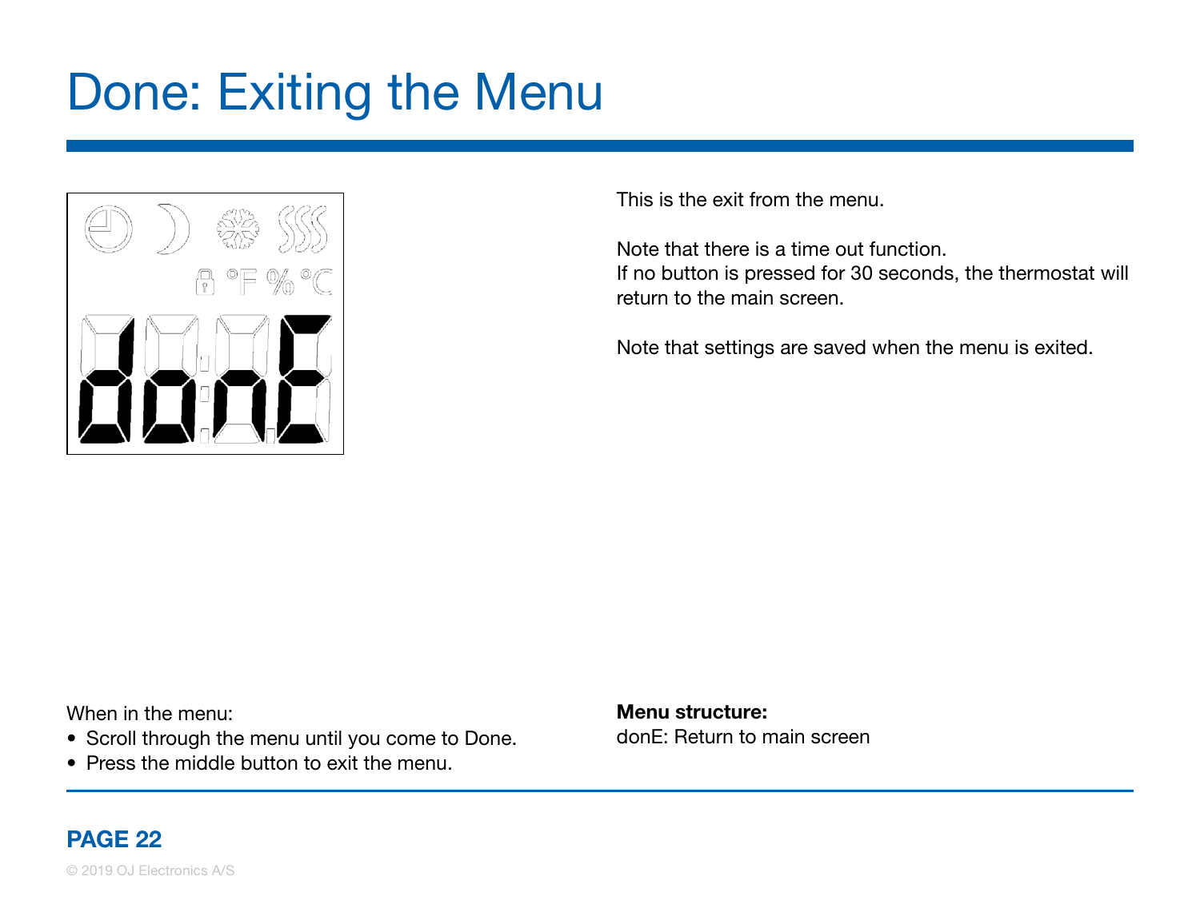# Done: Exiting the Menu

This is the exit from the menu.

Note that there is a time out function.
If no button is pressed for 30 seconds, the thermostat will return to the main screen.

Note that settings are saved when the menu is exited.

When in the menu:

- Scroll through the menu until you come to Done.
- Press the middle button to exit the menu.

**Menu structure:**
donE: Return to main screen

© 2019 OJ Electronics A/S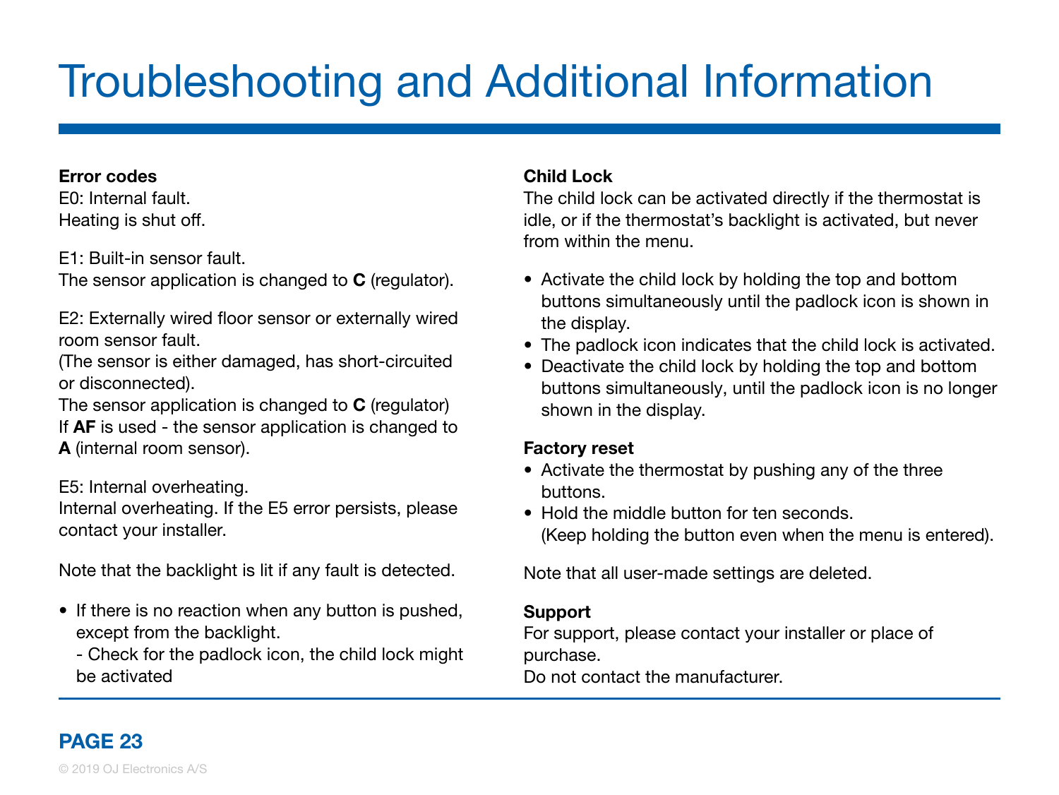# Troubleshooting and Additional Information

**Error codes**

E0: Internal fault.
Heating is shut off.

E1: Built-in sensor fault.
The sensor application is changed to **C** (regulator).

E2: Externally wired floor sensor or externally wired room sensor fault.
(The sensor is either damaged, has short-circuited or disconnected).
The sensor application is changed to **C** (regulator)
If **AF** is used - the sensor application is changed to **A** (internal room sensor).

E5: Internal overheating.
Internal overheating. If the E5 error persists, please contact your installer.

Note that the backlight is lit if any fault is detected.

- If there is no reaction when any button is pushed, except from the backlight.
  - Check for the padlock icon, the child lock might be activated

**Child Lock**

The child lock can be activated directly if the thermostat is idle, or if the thermostat's backlight is activated, but never from within the menu.

- Activate the child lock by holding the top and bottom buttons simultaneously until the padlock icon is shown in the display.
- The padlock icon indicates that the child lock is activated.
- Deactivate the child lock by holding the top and bottom buttons simultaneously, until the padlock icon is no longer shown in the display.

**Factory reset**

- Activate the thermostat by pushing any of the three buttons.
- Hold the middle button for ten seconds.
  (Keep holding the button even when the menu is entered).

Note that all user-made settings are deleted.

**Support**

For support, please contact your installer or place of purchase.
Do not contact the manufacturer.

© 2019 OJ Electronics A/S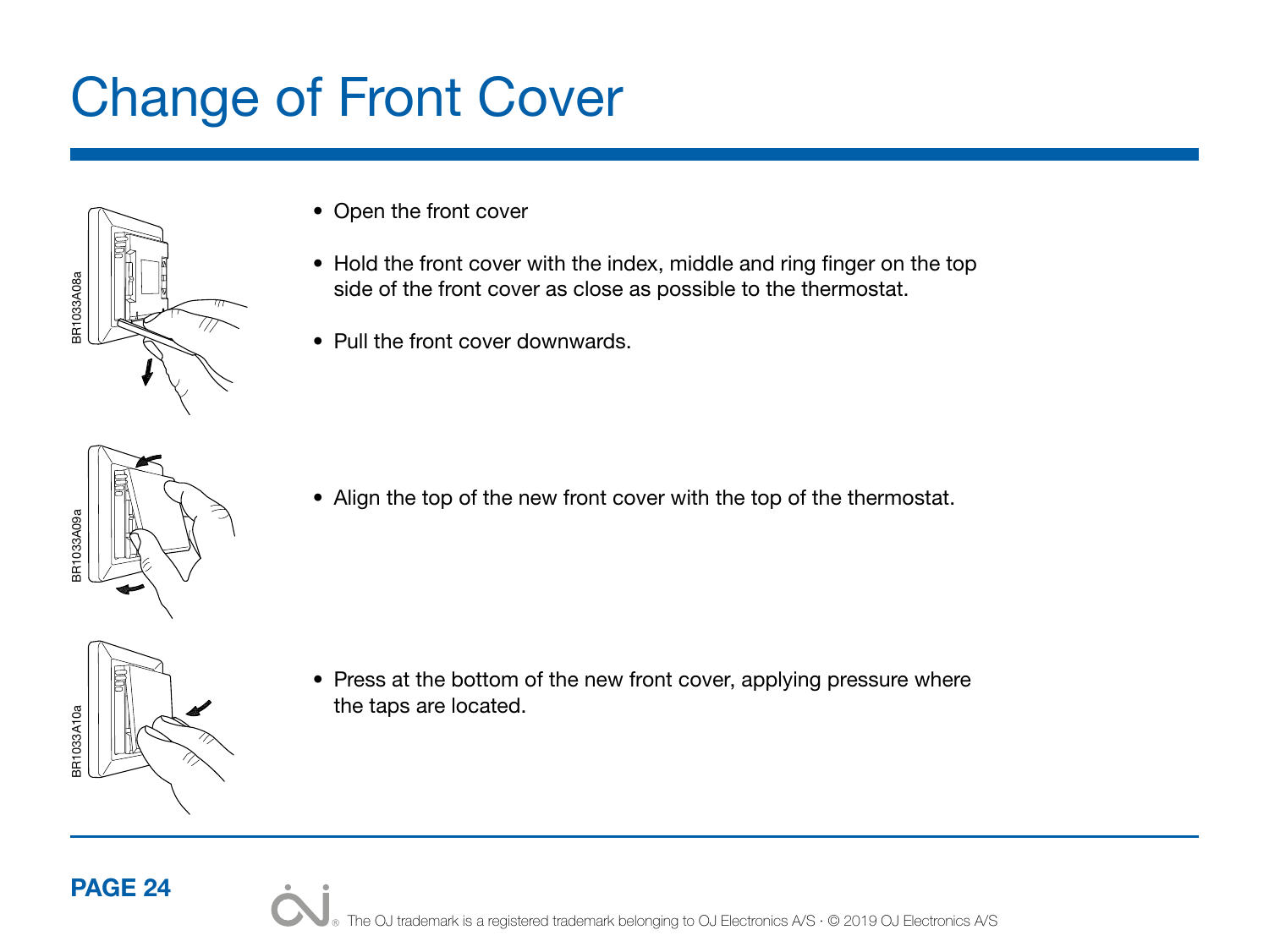# Change of Front Cover

- Open the front cover
- Hold the front cover with the index, middle and ring finger on the top side of the front cover as close as possible to the thermostat.
- Pull the front cover downwards.

- Align the top of the new front cover with the top of the thermostat.

- Press at the bottom of the new front cover, applying pressure where the taps are located.

The OJ trademark is a registered trademark belonging to OJ Electronics A/S · © 2019 OJ Electronics A/S